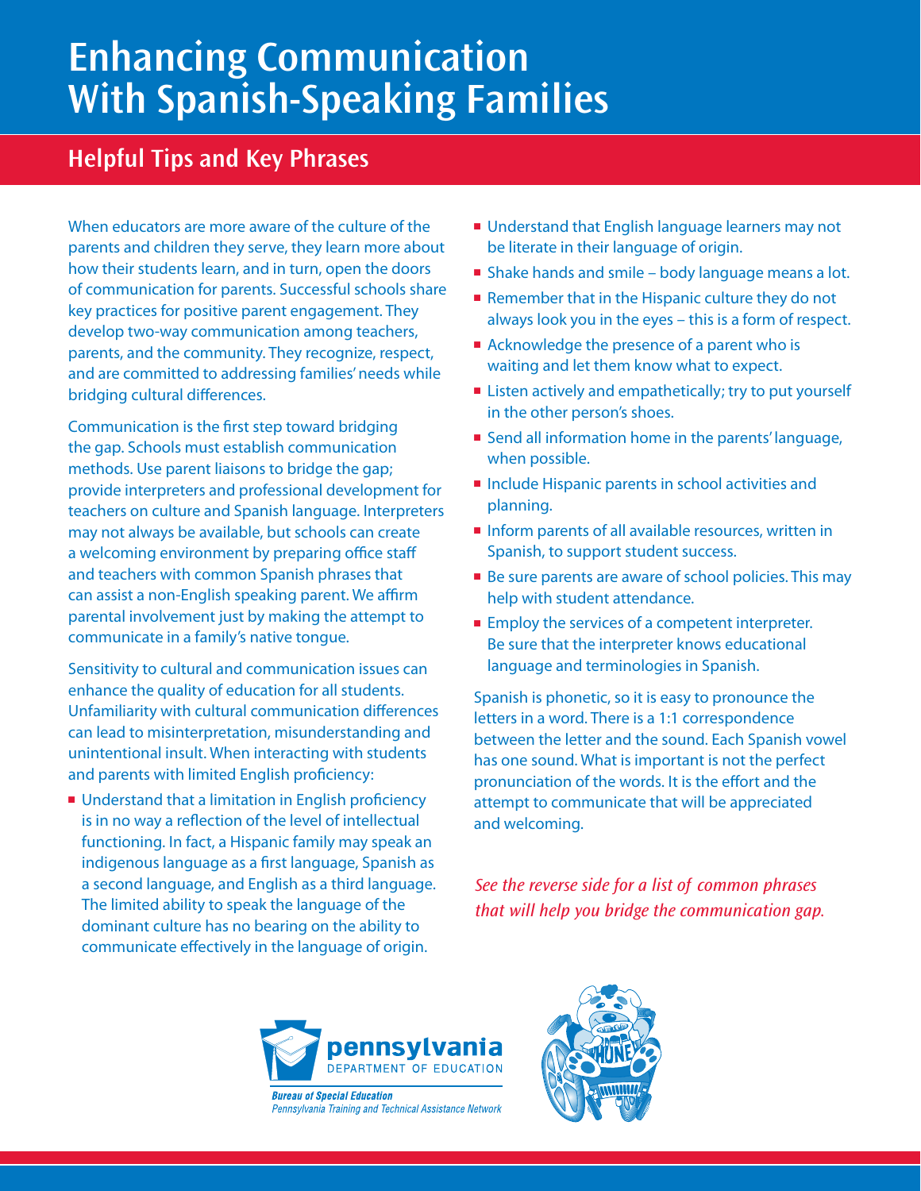# Enhancing Communication With Spanish-Speaking Families

## Helpful Tips and Key Phrases

When educators are more aware of the culture of the parents and children they serve, they learn more about how their students learn, and in turn, open the doors of communication for parents. Successful schools share key practices for positive parent engagement. They develop two-way communication among teachers, parents, and the community. They recognize, respect, and are committed to addressing families' needs while bridging cultural differences.

Communication is the first step toward bridging the gap. Schools must establish communication methods. Use parent liaisons to bridge the gap; provide interpreters and professional development for teachers on culture and Spanish language. Interpreters may not always be available, but schools can create a welcoming environment by preparing office staff and teachers with common Spanish phrases that can assist a non-English speaking parent. We affirm parental involvement just by making the attempt to communicate in a family's native tongue.

Sensitivity to cultural and communication issues can enhance the quality of education for all students. Unfamiliarity with cultural communication differences can lead to misinterpretation, misunderstanding and unintentional insult. When interacting with students and parents with limited English proficiency:

- Understand that a limitation in English proficiency is in no way a reflection of the level of intellectual functioning. In fact, a Hispanic family may speak an indigenous language as a first language, Spanish as a second language, and English as a third language. The limited ability to speak the language of the dominant culture has no bearing on the ability to communicate effectively in the language of origin.
- Understand that English language learners may not be literate in their language of origin.
- Shake hands and smile – body language means a lot.
- Remember that in the Hispanic culture they do not always look you in the eyes – this is a form of respect.
- Acknowledge the presence of a parent who is waiting and let them know what to expect.
- Listen actively and empathetically; try to put yourself in the other person's shoes.
- Send all information home in the parents' language, when possible.
- Include Hispanic parents in school activities and planning.
- Inform parents of all available resources, written in Spanish, to support student success.
- Be sure parents are aware of school policies. This may help with student attendance.
- Employ the services of a competent interpreter. Be sure that the interpreter knows educational language and terminologies in Spanish.

Spanish is phonetic, so it is easy to pronounce the letters in a word. There is a 1:1 correspondence between the letter and the sound. Each Spanish vowel has one sound. What is important is not the perfect pronunciation of the words. It is the effort and the attempt to communicate that will be appreciated and welcoming.

*See the reverse side for a list of common phrases that will help you bridge the communication gap.*

pennsylvania DEPARTMENT OF EDUCATION

*Bureau of Special Education*
*Pennsylvania Training and Technical Assistance Network*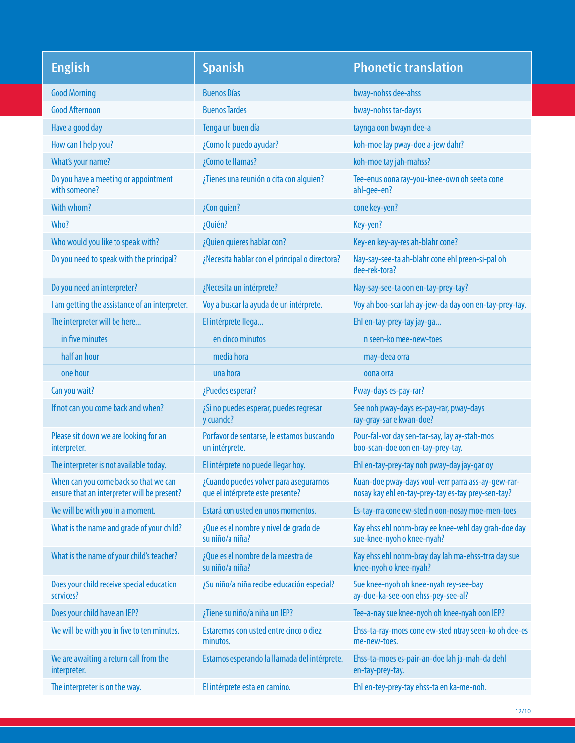| English | Spanish | Phonetic translation |
|---|---|---|
| Good Morning | Buenos Días | bway-nohss dee-ahss |
| Good Afternoon | Buenos Tardes | bway-nohss tar-dayss |
| Have a good day | Tenga un buen día | taynga oon bwayn dee-a |
| How can I help you? | ¿Como le puedo ayudar? | koh-moe lay pway-doe a-jew dahr? |
| What's your name? | ¿Como te llamas? | koh-moe tay jah-mahss? |
| Do you have a meeting or appointment with someone? | ¿Tienes una reunión o cita con alguien? | Tee-enus oona ray-you-knee-own oh seeta cone ahl-gee-en? |
| With whom? | ¿Con quien? | cone key-yen? |
| Who? | ¿Quién? | Key-yen? |
| Who would you like to speak with? | ¿Quien quieres hablar con? | Key-en key-ay-res ah-blahr cone? |
| Do you need to speak with the principal? | ¿Necesita hablar con el principal o directora? | Nay-say-see-ta ah-blahr cone ehl preen-si-pal oh dee-rek-tora? |
| Do you need an interpreter? | ¿Necesita un intérprete? | Nay-say-see-ta oon en-tay-prey-tay? |
| I am getting the assistance of an interpreter. | Voy a buscar la ayuda de un intérprete. | Voy ah boo-scar lah ay-jew-da day oon en-tay-prey-tay. |
| The interpreter will be here… | El intérprete llega… | Ehl en-tay-prey-tay jay-ga… |
| in five minutes | en cinco minutos | n seen-ko mee-new-toes |
| half an hour | media hora | may-deea orra |
| one hour | una hora | oona orra |
| Can you wait? | ¿Puedes esperar? | Pway-days es-pay-rar? |
| If not can you come back and when? | ¿Si no puedes esperar, puedes regresar y cuando? | See noh pway-days es-pay-rar, pway-days ray-gray-sar e kwan-doe? |
| Please sit down we are looking for an interpreter. | Porfavor de sentarse, le estamos buscando un intérprete. | Pour-fal-vor day sen-tar-say, lay ay-stah-mos boo-scan-doe oon en-tay-prey-tay. |
| The interpreter is not available today. | El intérprete no puede llegar hoy. | Ehl en-tay-prey-tay noh pway-day jay-gar oy |
| When can you come back so that we can ensure that an interpreter will be present? | ¿Cuando puedes volver para asegurarnos que el intérprete este presente? | Kuan-doe pway-days voul-verr parra ass-ay-gew-rar-nosay kay ehl en-tay-prey-tay es-tay prey-sen-tay? |
| We will be with you in a moment. | Estará con usted en unos momentos. | Es-tay-rra cone ew-sted n oon-nosay moe-men-toes. |
| What is the name and grade of your child? | ¿Que es el nombre y nivel de grado de su niño/a niña? | Kay ehss ehl nohm-bray ee knee-vehl day grah-doe day sue-knee-nyoh o knee-nyah? |
| What is the name of your child's teacher? | ¿Que es el nombre de la maestra de su niño/a niña? | Kay ehss ehl nohm-bray day lah ma-ehss-trra day sue knee-nyoh o knee-nyah? |
| Does your child receive special education services? | ¿Su niño/a niña recibe educación especial? | Sue knee-nyoh oh knee-nyah rey-see-bay ay-due-ka-see-oon ehss-pey-see-al? |
| Does your child have an IEP? | ¿Tiene su niño/a niña un IEP? | Tee-a-nay sue knee-nyoh oh knee-nyah oon IEP? |
| We will be with you in five to ten minutes. | Estaremos con usted entre cinco o diez minutos. | Ehss-ta-ray-moes cone ew-sted ntray seen-ko oh dee-es me-new-toes. |
| We are awaiting a return call from the interpreter. | Estamos esperando la llamada del intérprete. | Ehss-ta-moes es-pair-an-doe lah ja-mah-da dehl en-tay-prey-tay. |
| The interpreter is on the way. | El intérprete esta en camino. | Ehl en-tey-prey-tay ehss-ta en ka-me-noh. |

12/10